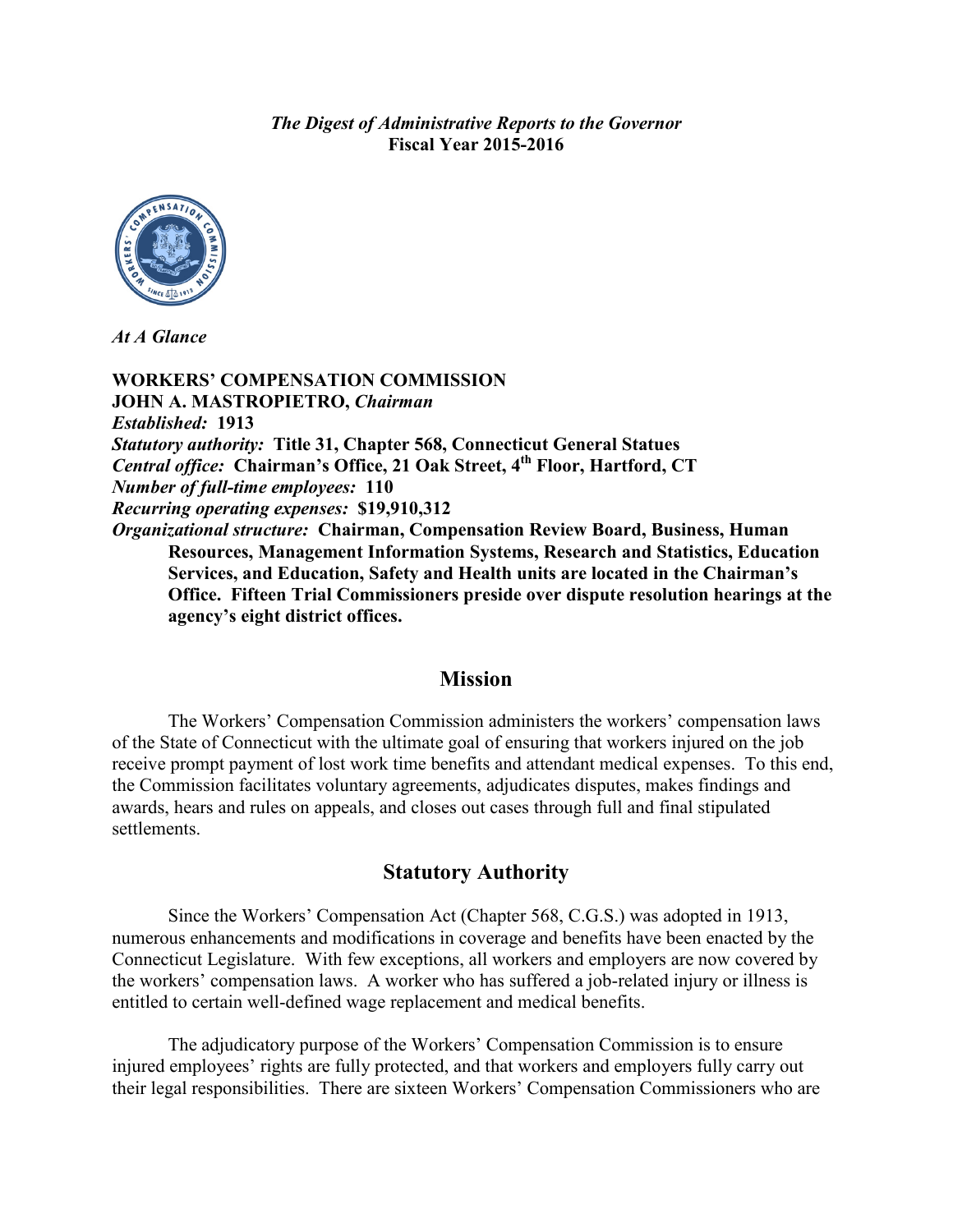*The Digest of Administrative Reports to the Governor*
**Fiscal Year 2015-2016**

*At A Glance*

**WORKERS' COMPENSATION COMMISSION**
**JOHN A. MASTROPIETRO,** ***Chairman***
***Established:*** **1913**
***Statutory authority:*** **Title 31, Chapter 568, Connecticut General Statues**
***Central office:*** **Chairman's Office, 21 Oak Street, 4th Floor, Hartford, CT**
***Number of full-time employees:*** **110**
***Recurring operating expenses:*** **$19,910,312**
***Organizational structure:*** **Chairman, Compensation Review Board, Business, Human Resources, Management Information Systems, Research and Statistics, Education Services, and Education, Safety and Health units are located in the Chairman's Office. Fifteen Trial Commissioners preside over dispute resolution hearings at the agency's eight district offices.**

## Mission

The Workers' Compensation Commission administers the workers' compensation laws of the State of Connecticut with the ultimate goal of ensuring that workers injured on the job receive prompt payment of lost work time benefits and attendant medical expenses. To this end, the Commission facilitates voluntary agreements, adjudicates disputes, makes findings and awards, hears and rules on appeals, and closes out cases through full and final stipulated settlements.

## Statutory Authority

Since the Workers' Compensation Act (Chapter 568, C.G.S.) was adopted in 1913, numerous enhancements and modifications in coverage and benefits have been enacted by the Connecticut Legislature. With few exceptions, all workers and employers are now covered by the workers' compensation laws. A worker who has suffered a job-related injury or illness is entitled to certain well-defined wage replacement and medical benefits.

The adjudicatory purpose of the Workers' Compensation Commission is to ensure injured employees' rights are fully protected, and that workers and employers fully carry out their legal responsibilities. There are sixteen Workers' Compensation Commissioners who are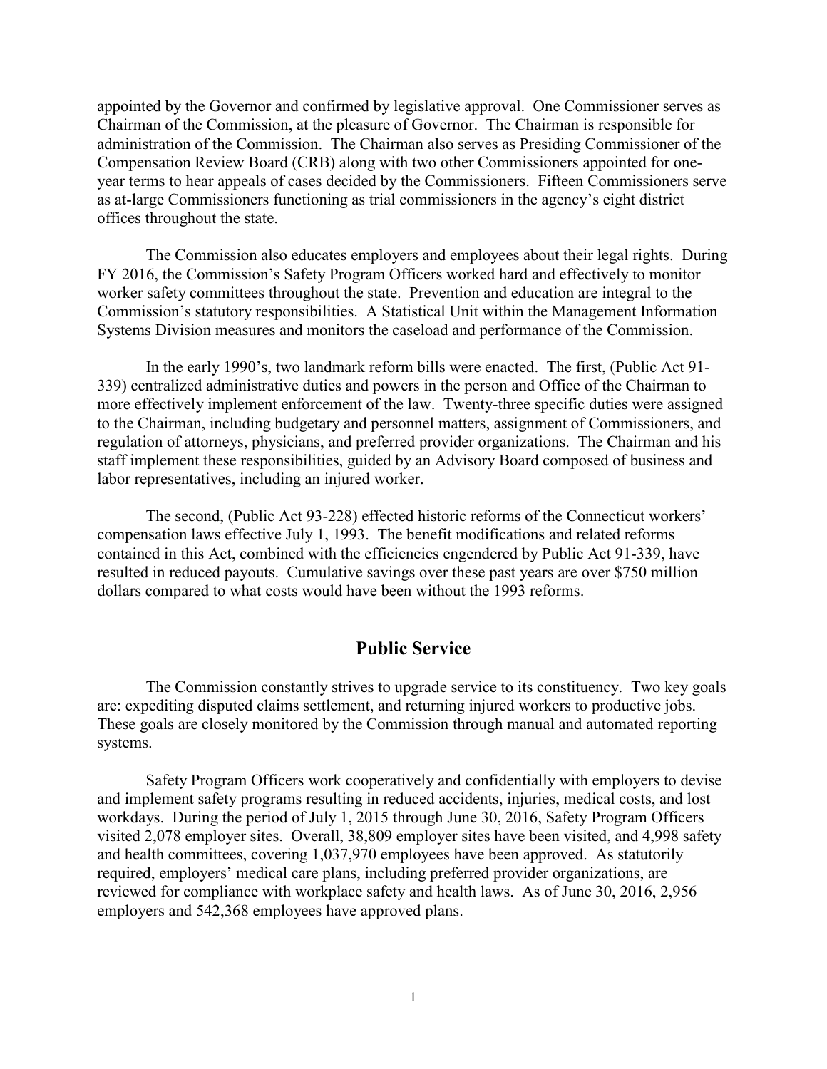appointed by the Governor and confirmed by legislative approval. One Commissioner serves as Chairman of the Commission, at the pleasure of Governor. The Chairman is responsible for administration of the Commission. The Chairman also serves as Presiding Commissioner of the Compensation Review Board (CRB) along with two other Commissioners appointed for one-year terms to hear appeals of cases decided by the Commissioners. Fifteen Commissioners serve as at-large Commissioners functioning as trial commissioners in the agency's eight district offices throughout the state.

The Commission also educates employers and employees about their legal rights. During FY 2016, the Commission's Safety Program Officers worked hard and effectively to monitor worker safety committees throughout the state. Prevention and education are integral to the Commission's statutory responsibilities. A Statistical Unit within the Management Information Systems Division measures and monitors the caseload and performance of the Commission.

In the early 1990's, two landmark reform bills were enacted. The first, (Public Act 91-339) centralized administrative duties and powers in the person and Office of the Chairman to more effectively implement enforcement of the law. Twenty-three specific duties were assigned to the Chairman, including budgetary and personnel matters, assignment of Commissioners, and regulation of attorneys, physicians, and preferred provider organizations. The Chairman and his staff implement these responsibilities, guided by an Advisory Board composed of business and labor representatives, including an injured worker.

The second, (Public Act 93-228) effected historic reforms of the Connecticut workers' compensation laws effective July 1, 1993. The benefit modifications and related reforms contained in this Act, combined with the efficiencies engendered by Public Act 91-339, have resulted in reduced payouts. Cumulative savings over these past years are over $750 million dollars compared to what costs would have been without the 1993 reforms.

## Public Service

The Commission constantly strives to upgrade service to its constituency. Two key goals are: expediting disputed claims settlement, and returning injured workers to productive jobs. These goals are closely monitored by the Commission through manual and automated reporting systems.

Safety Program Officers work cooperatively and confidentially with employers to devise and implement safety programs resulting in reduced accidents, injuries, medical costs, and lost workdays. During the period of July 1, 2015 through June 30, 2016, Safety Program Officers visited 2,078 employer sites. Overall, 38,809 employer sites have been visited, and 4,998 safety and health committees, covering 1,037,970 employees have been approved. As statutorily required, employers' medical care plans, including preferred provider organizations, are reviewed for compliance with workplace safety and health laws. As of June 30, 2016, 2,956 employers and 542,368 employees have approved plans.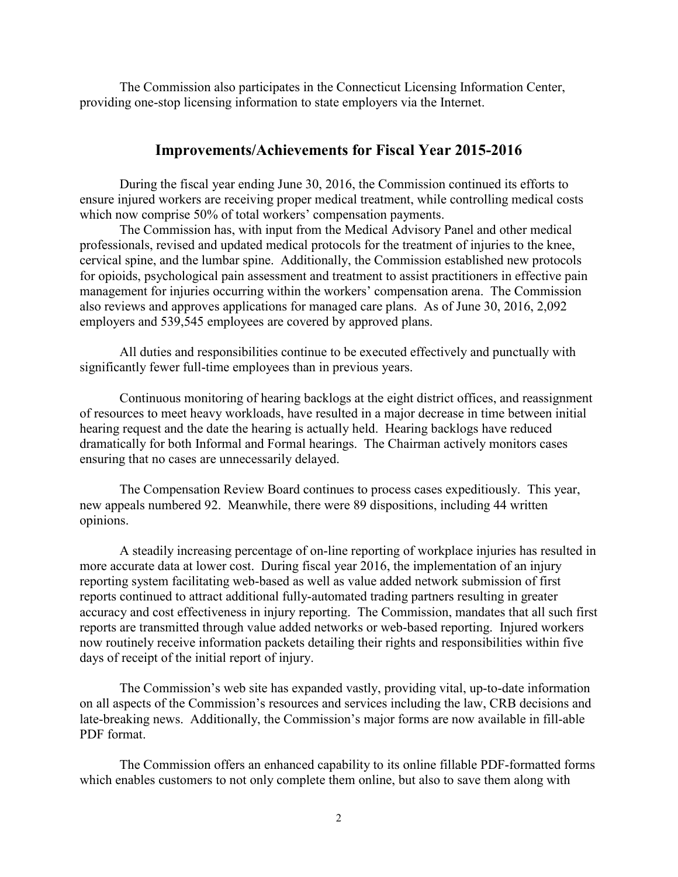The Commission also participates in the Connecticut Licensing Information Center, providing one-stop licensing information to state employers via the Internet.

## Improvements/Achievements for Fiscal Year 2015-2016

During the fiscal year ending June 30, 2016, the Commission continued its efforts to ensure injured workers are receiving proper medical treatment, while controlling medical costs which now comprise 50% of total workers' compensation payments.

The Commission has, with input from the Medical Advisory Panel and other medical professionals, revised and updated medical protocols for the treatment of injuries to the knee, cervical spine, and the lumbar spine. Additionally, the Commission established new protocols for opioids, psychological pain assessment and treatment to assist practitioners in effective pain management for injuries occurring within the workers' compensation arena. The Commission also reviews and approves applications for managed care plans. As of June 30, 2016, 2,092 employers and 539,545 employees are covered by approved plans.

All duties and responsibilities continue to be executed effectively and punctually with significantly fewer full-time employees than in previous years.

Continuous monitoring of hearing backlogs at the eight district offices, and reassignment of resources to meet heavy workloads, have resulted in a major decrease in time between initial hearing request and the date the hearing is actually held. Hearing backlogs have reduced dramatically for both Informal and Formal hearings. The Chairman actively monitors cases ensuring that no cases are unnecessarily delayed.

The Compensation Review Board continues to process cases expeditiously. This year, new appeals numbered 92. Meanwhile, there were 89 dispositions, including 44 written opinions.

A steadily increasing percentage of on-line reporting of workplace injuries has resulted in more accurate data at lower cost. During fiscal year 2016, the implementation of an injury reporting system facilitating web-based as well as value added network submission of first reports continued to attract additional fully-automated trading partners resulting in greater accuracy and cost effectiveness in injury reporting. The Commission, mandates that all such first reports are transmitted through value added networks or web-based reporting. Injured workers now routinely receive information packets detailing their rights and responsibilities within five days of receipt of the initial report of injury.

The Commission's web site has expanded vastly, providing vital, up-to-date information on all aspects of the Commission's resources and services including the law, CRB decisions and late-breaking news. Additionally, the Commission's major forms are now available in fill-able PDF format.

The Commission offers an enhanced capability to its online fillable PDF-formatted forms which enables customers to not only complete them online, but also to save them along with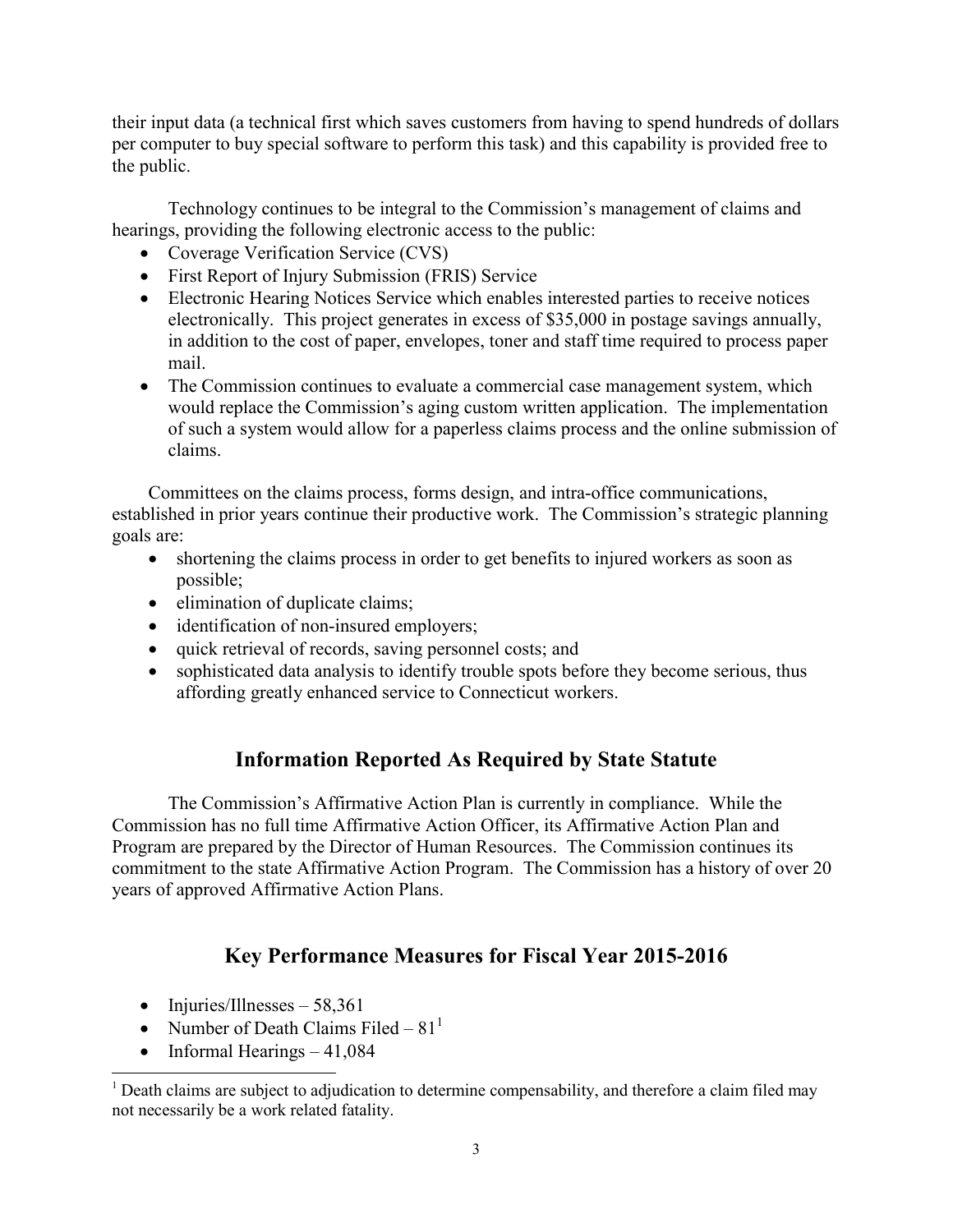their input data (a technical first which saves customers from having to spend hundreds of dollars per computer to buy special software to perform this task) and this capability is provided free to the public.

Technology continues to be integral to the Commission's management of claims and hearings, providing the following electronic access to the public:

- Coverage Verification Service (CVS)
- First Report of Injury Submission (FRIS) Service
- Electronic Hearing Notices Service which enables interested parties to receive notices electronically. This project generates in excess of $35,000 in postage savings annually, in addition to the cost of paper, envelopes, toner and staff time required to process paper mail.
- The Commission continues to evaluate a commercial case management system, which would replace the Commission's aging custom written application. The implementation of such a system would allow for a paperless claims process and the online submission of claims.

Committees on the claims process, forms design, and intra-office communications, established in prior years continue their productive work. The Commission's strategic planning goals are:

- shortening the claims process in order to get benefits to injured workers as soon as possible;
- elimination of duplicate claims;
- identification of non-insured employers;
- quick retrieval of records, saving personnel costs; and
- sophisticated data analysis to identify trouble spots before they become serious, thus affording greatly enhanced service to Connecticut workers.

## Information Reported As Required by State Statute

The Commission's Affirmative Action Plan is currently in compliance. While the Commission has no full time Affirmative Action Officer, its Affirmative Action Plan and Program are prepared by the Director of Human Resources. The Commission continues its commitment to the state Affirmative Action Program. The Commission has a history of over 20 years of approved Affirmative Action Plans.

## Key Performance Measures for Fiscal Year 2015-2016

- Injuries/Illnesses – 58,361
- Number of Death Claims Filed – 81[1]
- Informal Hearings – 41,084

[1] Death claims are subject to adjudication to determine compensability, and therefore a claim filed may not necessarily be a work related fatality.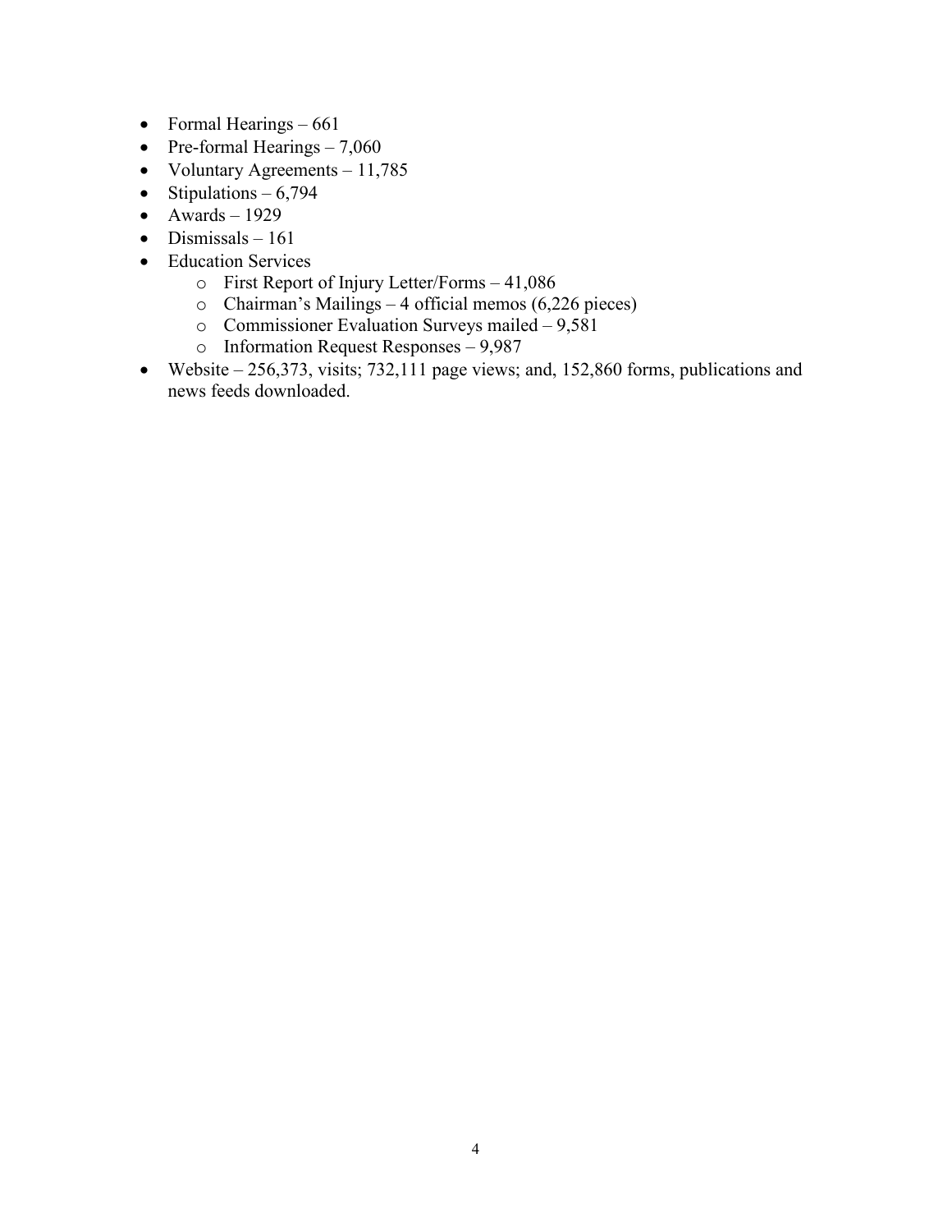- Formal Hearings – 661
- Pre-formal Hearings – 7,060
- Voluntary Agreements – 11,785
- Stipulations – 6,794
- Awards – 1929
- Dismissals – 161
- Education Services
    - First Report of Injury Letter/Forms – 41,086
    - Chairman's Mailings – 4 official memos (6,226 pieces)
    - Commissioner Evaluation Surveys mailed – 9,581
    - Information Request Responses – 9,987
- Website – 256,373, visits; 732,111 page views; and, 152,860 forms, publications and news feeds downloaded.